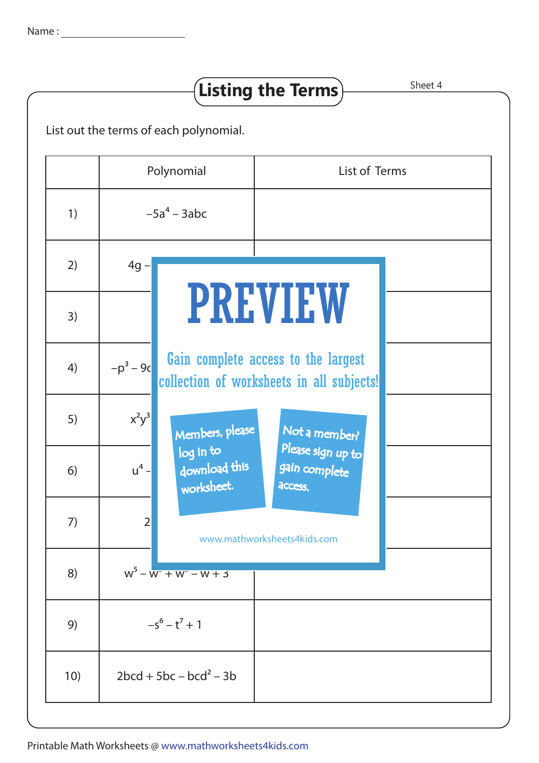Name : ______________________

# Listing the Terms

Sheet 4

List out the terms of each polynomial.

| | Polynomial | List of Terms |
|---|---|---|
| 1) | $-5a^4 - 3abc$ | |
| 2) | $4g -$ | |
| 3) | | |
| 4) | $-p^3 - 9c$ | |
| 5) | $x^2y^3$ | |
| 6) | $u^4 -$ | |
| 7) | 2 | |
| 8) | $w^5 - w^{} + w^{} - w + 3$ | |
| 9) | $-s^6 - t^7 + 1$ | |
| 10) | $2bcd + 5bc - bcd^2 - 3b$ | |

PREVIEW

Gain complete access to the largest collection of worksheets in all subjects!

Members, please log in to download this worksheet.

Not a member? Please sign up to gain complete access.

www.mathworksheets4kids.com

Printable Math Worksheets @ www.mathworksheets4kids.com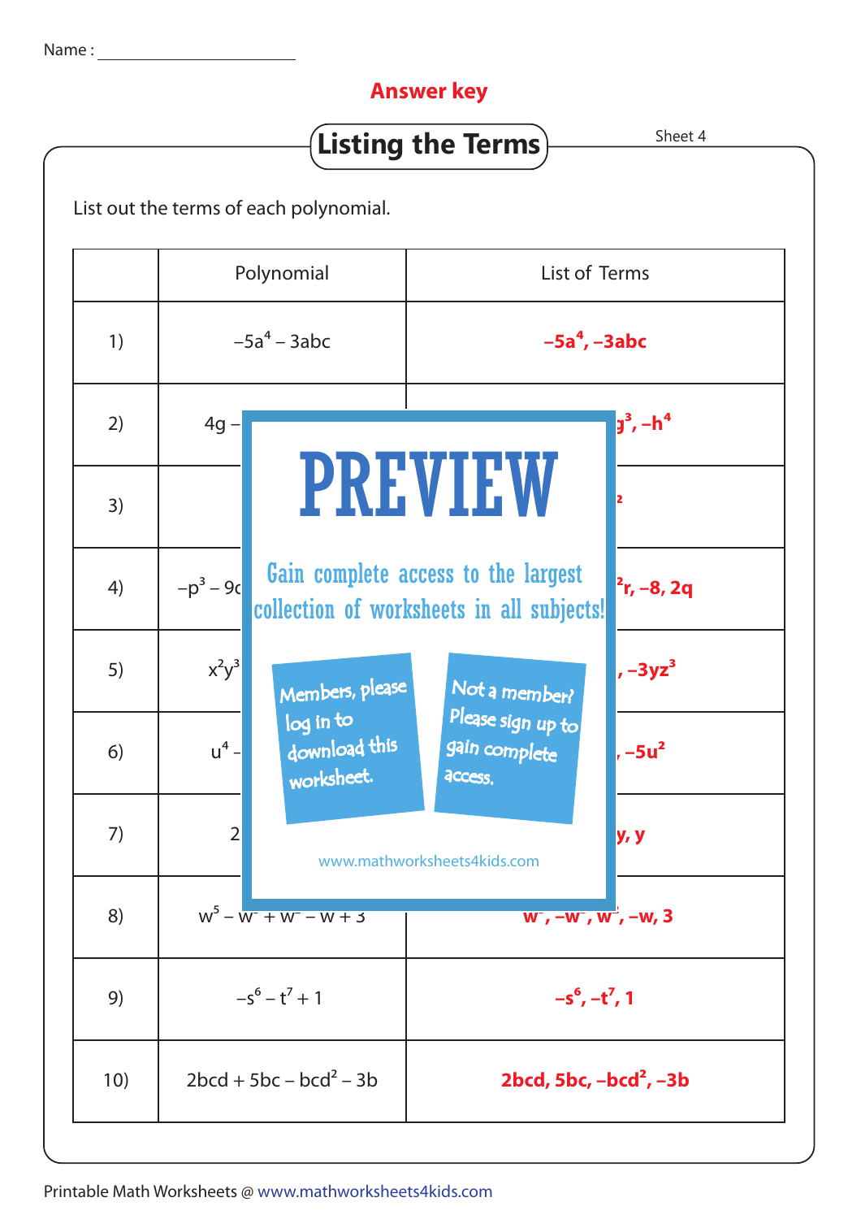Name : ____________________

**Answer key**

# Listing the Terms

Sheet 4

List out the terms of each polynomial.

| | Polynomial | List of Terms |
|---|---|---|
| 1) | $-5a^4 - 3abc$ | $-5a^4, -3abc$ |
| 2) | $4g -$ | $g^3, -h^4$ |
| 3) | | $^2$ |
| 4) | $-p^3 - 9c$ | $^2r, -8, 2q$ |
| 5) | $x^2y^3$ | $, -3yz^3$ |
| 6) | $u^4 -$ | $, -5u^2$ |
| 7) | 2 | y, y |
| 8) | $w^5 - w + w - w + 3$ | $w, -w, w, -w, 3$ |
| 9) | $-s^6 - t^7 + 1$ | $-s^6, -t^7, 1$ |
| 10) | $2bcd + 5bc - bcd^2 - 3b$ | $2bcd, 5bc, -bcd^2, -3b$ |

PREVIEW

Gain complete access to the largest collection of worksheets in all subjects!

Members, please log in to download this worksheet.

Not a member? Please sign up to gain complete access.

www.mathworksheets4kids.com

Printable Math Worksheets @ www.mathworksheets4kids.com